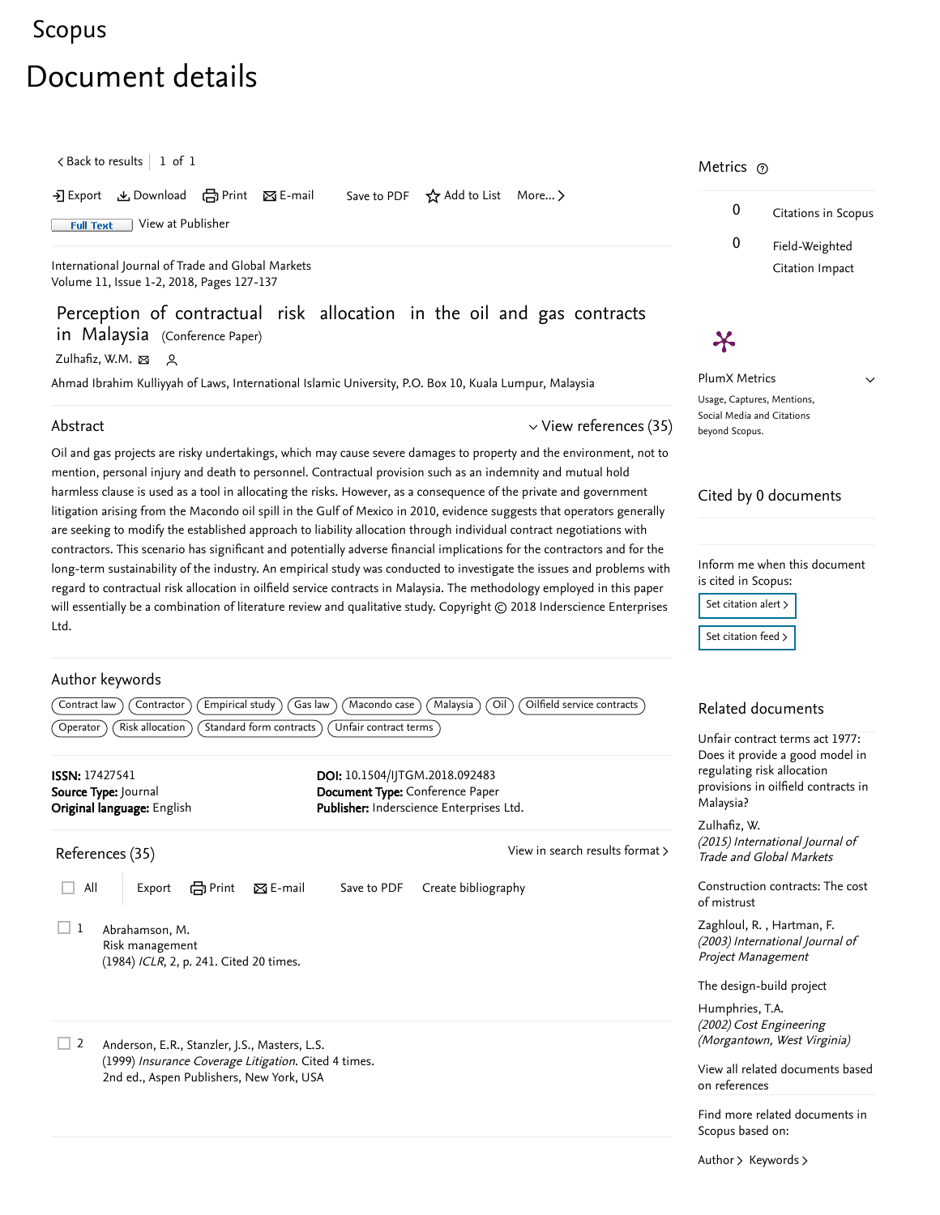Scopus

# Document details

< Back to results | 1 of 1

Export | Download | Print | E-mail | Save to PDF | Add to List | More... >

Full Text | View at Publisher

International Journal of Trade and Global Markets
Volume 11, Issue 1-2, 2018, Pages 127-137

## Perception of contractual risk allocation in the oil and gas contracts in Malaysia (Conference Paper)

Zulhafiz, W.M.

Ahmad Ibrahim Kulliyyah of Laws, International Islamic University, P.O. Box 10, Kuala Lumpur, Malaysia

### Abstract

View references (35)

Oil and gas projects are risky undertakings, which may cause severe damages to property and the environment, not to mention, personal injury and death to personnel. Contractual provision such as an indemnity and mutual hold harmless clause is used as a tool in allocating the risks. However, as a consequence of the private and government litigation arising from the Macondo oil spill in the Gulf of Mexico in 2010, evidence suggests that operators generally are seeking to modify the established approach to liability allocation through individual contract negotiations with contractors. This scenario has significant and potentially adverse financial implications for the contractors and for the long-term sustainability of the industry. An empirical study was conducted to investigate the issues and problems with regard to contractual risk allocation in oilfield service contracts in Malaysia. The methodology employed in this paper will essentially be a combination of literature review and qualitative study. Copyright © 2018 Inderscience Enterprises Ltd.

### Author keywords

Contract law | Contractor | Empirical study | Gas law | Macondo case | Malaysia | Oil | Oilfield service contracts | Operator | Risk allocation | Standard form contracts | Unfair contract terms

**ISSN:** 17427541
**Source Type:** Journal
**Original language:** English

**DOI:** 10.1504/IJTGM.2018.092483
**Document Type:** Conference Paper
**Publisher:** Inderscience Enterprises Ltd.

### References (35)

View in search results format >

All | Export | Print | E-mail | Save to PDF | Create bibliography

1. Abrahamson, M.
   Risk management
   (1984) *ICLR*, 2, p. 241. Cited 20 times.

2. Anderson, E.R., Stanzler, J.S., Masters, L.S.
   (1999) *Insurance Coverage Litigation*. Cited 4 times.
   2nd ed., Aspen Publishers, New York, USA

### Metrics

0 Citations in Scopus

0 Field-Weighted Citation Impact

PlumX Metrics

Usage, Captures, Mentions, Social Media and Citations beyond Scopus.

### Cited by 0 documents

Inform me when this document is cited in Scopus:

Set citation alert >

Set citation feed >

### Related documents

Unfair contract terms act 1977: Does it provide a good model in regulating risk allocation provisions in oilfield contracts in Malaysia?
Zulhafiz, W.
*(2015) International Journal of Trade and Global Markets*

Construction contracts: The cost of mistrust
Zaghloul, R. , Hartman, F.
*(2003) International Journal of Project Management*

The design-build project
Humphries, T.A.
*(2002) Cost Engineering (Morgantown, West Virginia)*

View all related documents based on references

Find more related documents in Scopus based on:

Author > Keywords >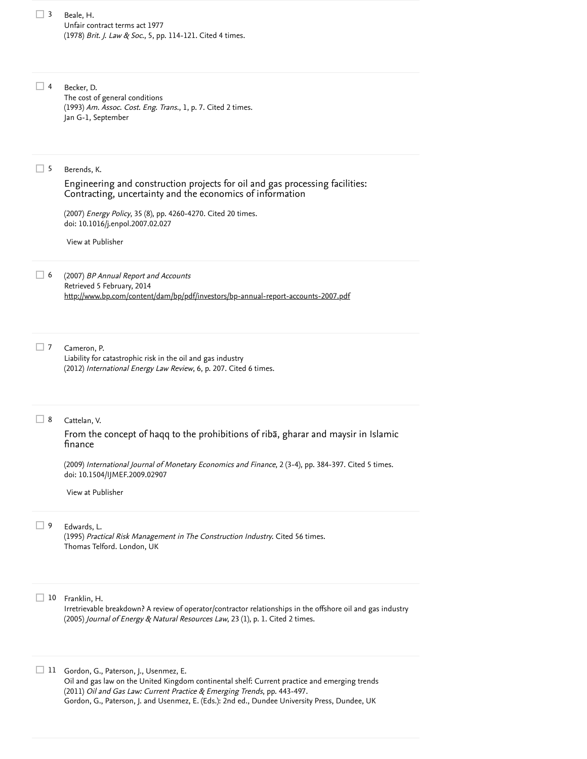3. Beale, H.
   Unfair contract terms act 1977
   (1978) *Brit. J. Law & Soc.*, 5, pp. 114-121. Cited 4 times.

4. Becker, D.
   The cost of general conditions
   (1993) *Am. Assoc. Cost. Eng. Trans.*, 1, p. 7. Cited 2 times.
   Jan G-1, September

5. Berends, K.
   Engineering and construction projects for oil and gas processing facilities: Contracting, uncertainty and the economics of information
   (2007) *Energy Policy*, 35 (8), pp. 4260-4270. Cited 20 times.
   doi: 10.1016/j.enpol.2007.02.027
   View at Publisher

6. (2007) *BP Annual Report and Accounts*
   Retrieved 5 February, 2014
   http://www.bp.com/content/dam/bp/pdf/investors/bp-annual-report-accounts-2007.pdf

7. Cameron, P.
   Liability for catastrophic risk in the oil and gas industry
   (2012) *International Energy Law Review*, 6, p. 207. Cited 6 times.

8. Cattelan, V.
   From the concept of haqq to the prohibitions of ribā, gharar and maysir in Islamic finance
   (2009) *International Journal of Monetary Economics and Finance*, 2 (3-4), pp. 384-397. Cited 5 times.
   doi: 10.1504/IJMEF.2009.02907
   View at Publisher

9. Edwards, L.
   (1995) *Practical Risk Management in The Construction Industry*. Cited 56 times.
   Thomas Telford. London, UK

10. Franklin, H.
    Irretrievable breakdown? A review of operator/contractor relationships in the offshore oil and gas industry
    (2005) *Journal of Energy & Natural Resources Law*, 23 (1), p. 1. Cited 2 times.

11. Gordon, G., Paterson, J., Usenmez, E.
    Oil and gas law on the United Kingdom continental shelf: Current practice and emerging trends
    (2011) *Oil and Gas Law: Current Practice & Emerging Trends*, pp. 443-497.
    Gordon, G., Paterson, J. and Usenmez, E. (Eds.): 2nd ed., Dundee University Press, Dundee, UK